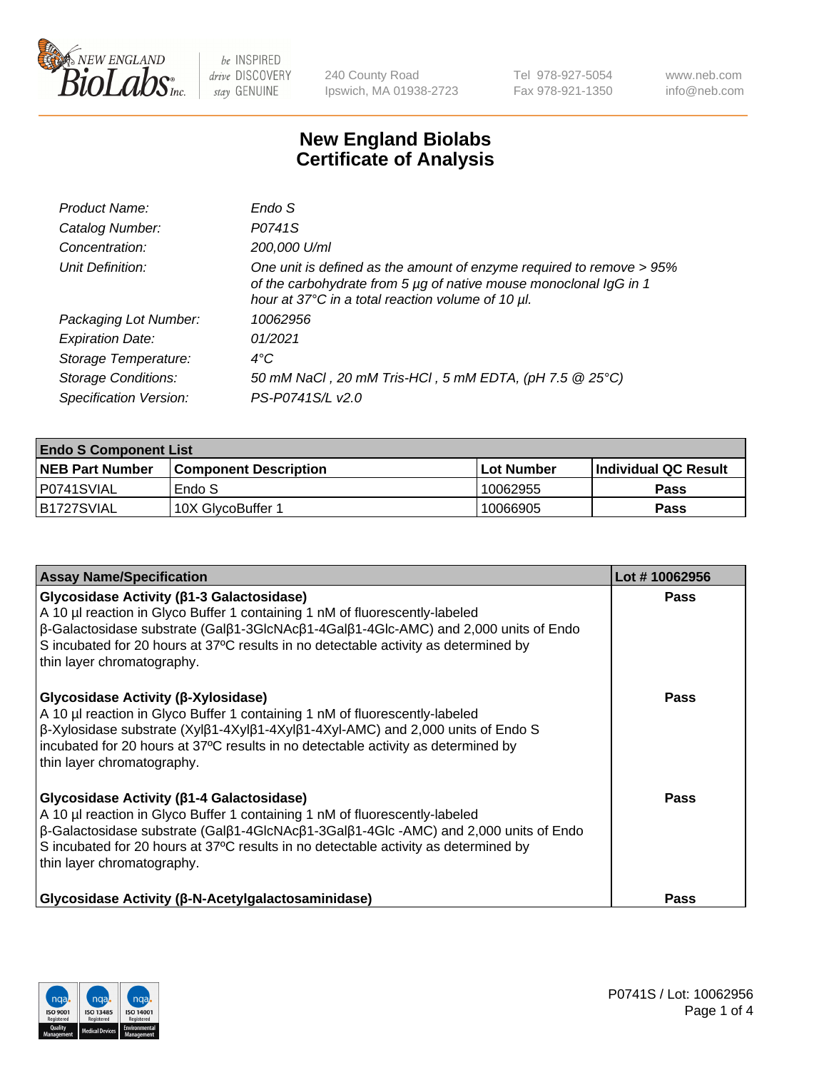NEW ENGLAND BioLabs Inc. — be INSPIRED drive DISCOVERY stay GENUINE

240 County Road
Ipswich, MA 01938-2723

Tel 978-927-5054
Fax 978-921-1350

www.neb.com
info@neb.com

# New England Biolabs Certificate of Analysis

| | |
|---|---|
| *Product Name:* | *Endo S* |
| *Catalog Number:* | *P0741S* |
| *Concentration:* | *200,000 U/ml* |
| *Unit Definition:* | *One unit is defined as the amount of enzyme required to remove > 95% of the carbohydrate from 5 µg of native mouse monoclonal IgG in 1 hour at 37°C in a total reaction volume of 10 µl.* |
| *Packaging Lot Number:* | *10062956* |
| *Expiration Date:* | *01/2021* |
| *Storage Temperature:* | *4°C* |
| *Storage Conditions:* | *50 mM NaCl , 20 mM Tris-HCl , 5 mM EDTA, (pH 7.5 @ 25°C)* |
| *Specification Version:* | *PS-P0741S/L v2.0* |

| **Endo S Component List** | | | |
|---|---|---|---|
| **NEB Part Number** | **Component Description** | **Lot Number** | **Individual QC Result** |
| P0741SVIAL | Endo S | 10062955 | **Pass** |
| B1727SVIAL | 10X GlycoBuffer 1 | 10066905 | **Pass** |

| **Assay Name/Specification** | **Lot # 10062956** |
|---|---|
| **Glycosidase Activity (β1-3 Galactosidase)** A 10 µl reaction in Glyco Buffer 1 containing 1 nM of fluorescently-labeled β-Galactosidase substrate (Galβ1-3GlcNAcβ1-4Galβ1-4Glc-AMC) and 2,000 units of Endo S incubated for 20 hours at 37ºC results in no detectable activity as determined by thin layer chromatography. | **Pass** |
| **Glycosidase Activity (β-Xylosidase)** A 10 µl reaction in Glyco Buffer 1 containing 1 nM of fluorescently-labeled β-Xylosidase substrate (Xylβ1-4Xylβ1-4Xylβ1-4Xyl-AMC) and 2,000 units of Endo S incubated for 20 hours at 37ºC results in no detectable activity as determined by thin layer chromatography. | **Pass** |
| **Glycosidase Activity (β1-4 Galactosidase)** A 10 µl reaction in Glyco Buffer 1 containing 1 nM of fluorescently-labeled β-Galactosidase substrate (Galβ1-4GlcNAcβ1-3Galβ1-4Glc -AMC) and 2,000 units of Endo S incubated for 20 hours at 37ºC results in no detectable activity as determined by thin layer chromatography. | **Pass** |
| **Glycosidase Activity (β-N-Acetylgalactosaminidase)** | **Pass** |

P0741S / Lot: 10062956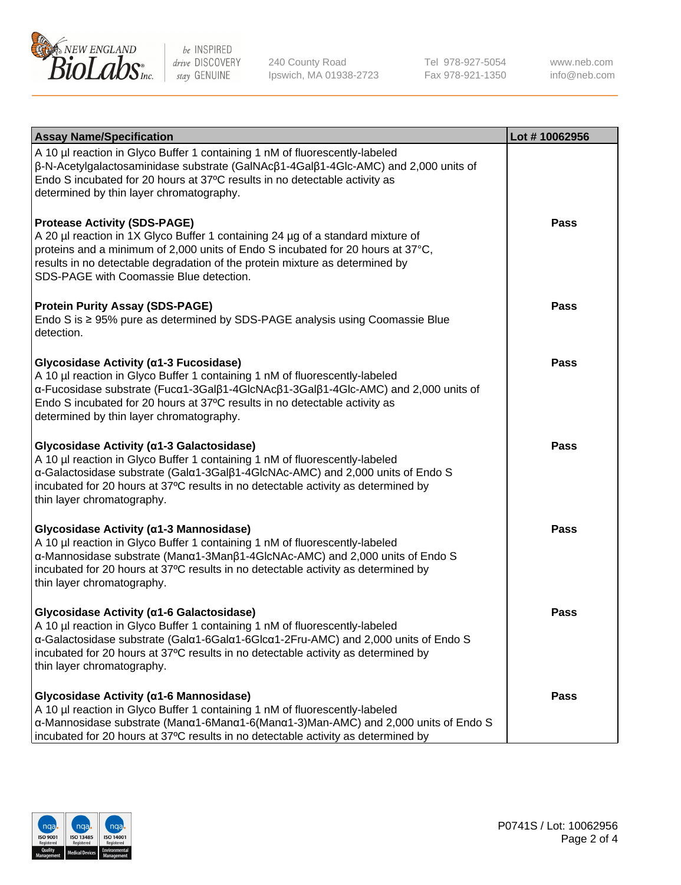| Assay Name/Specification | Lot # 10062956 |
|---|---|
| A 10 µl reaction in Glyco Buffer 1 containing 1 nM of fluorescently-labeled β-N-Acetylgalactosaminidase substrate (GalNAcβ1-4Galβ1-4Glc-AMC) and 2,000 units of Endo S incubated for 20 hours at 37ºC results in no detectable activity as determined by thin layer chromatography. | |
| **Protease Activity (SDS-PAGE)**<br>A 20 µl reaction in 1X Glyco Buffer 1 containing 24 µg of a standard mixture of proteins and a minimum of 2,000 units of Endo S incubated for 20 hours at 37°C, results in no detectable degradation of the protein mixture as determined by SDS-PAGE with Coomassie Blue detection. | Pass |
| **Protein Purity Assay (SDS-PAGE)**<br>Endo S is ≥ 95% pure as determined by SDS-PAGE analysis using Coomassie Blue detection. | Pass |
| **Glycosidase Activity (α1-3 Fucosidase)**<br>A 10 µl reaction in Glyco Buffer 1 containing 1 nM of fluorescently-labeled α-Fucosidase substrate (Fucα1-3Galβ1-4GlcNAcβ1-3Galβ1-4Glc-AMC) and 2,000 units of Endo S incubated for 20 hours at 37ºC results in no detectable activity as determined by thin layer chromatography. | Pass |
| **Glycosidase Activity (α1-3 Galactosidase)**<br>A 10 µl reaction in Glyco Buffer 1 containing 1 nM of fluorescently-labeled α-Galactosidase substrate (Galα1-3Galβ1-4GlcNAc-AMC) and 2,000 units of Endo S incubated for 20 hours at 37ºC results in no detectable activity as determined by thin layer chromatography. | Pass |
| **Glycosidase Activity (α1-3 Mannosidase)**<br>A 10 µl reaction in Glyco Buffer 1 containing 1 nM of fluorescently-labeled α-Mannosidase substrate (Manα1-3Manβ1-4GlcNAc-AMC) and 2,000 units of Endo S incubated for 20 hours at 37ºC results in no detectable activity as determined by thin layer chromatography. | Pass |
| **Glycosidase Activity (α1-6 Galactosidase)**<br>A 10 µl reaction in Glyco Buffer 1 containing 1 nM of fluorescently-labeled α-Galactosidase substrate (Galα1-6Galα1-6Glcα1-2Fru-AMC) and 2,000 units of Endo S incubated for 20 hours at 37ºC results in no detectable activity as determined by thin layer chromatography. | Pass |
| **Glycosidase Activity (α1-6 Mannosidase)**<br>A 10 µl reaction in Glyco Buffer 1 containing 1 nM of fluorescently-labeled α-Mannosidase substrate (Manα1-6Manα1-6(Manα1-3)Man-AMC) and 2,000 units of Endo S incubated for 20 hours at 37ºC results in no detectable activity as determined by | Pass |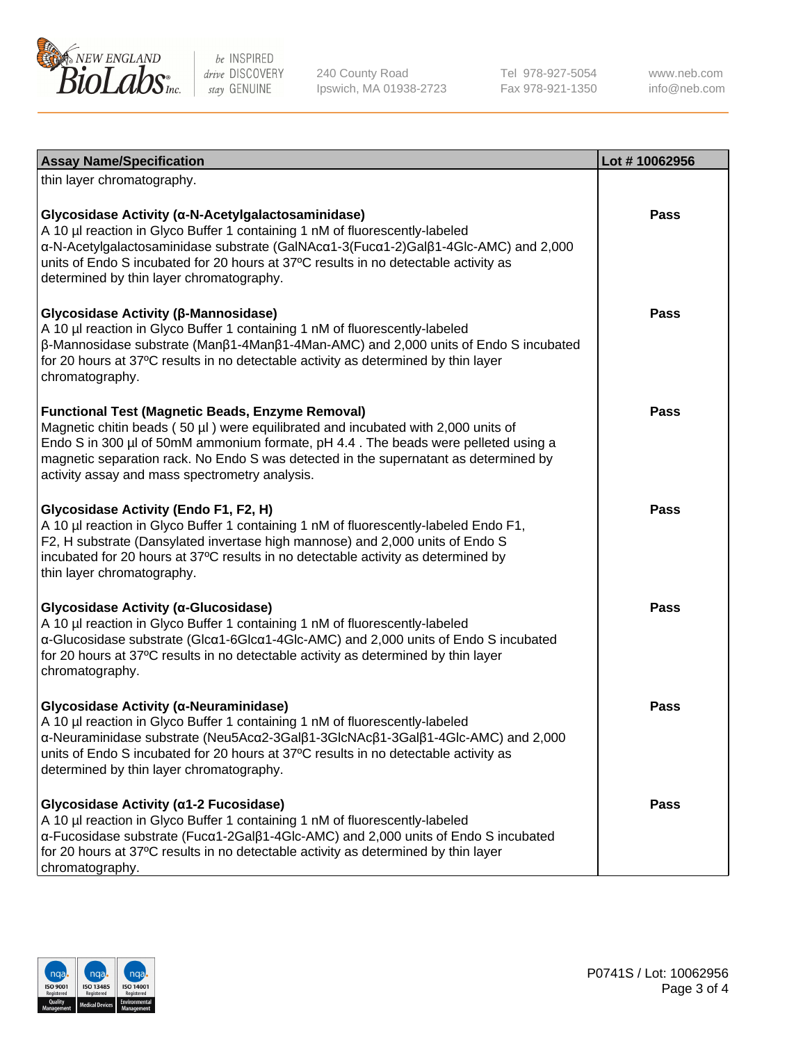| Assay Name/Specification | Lot # 10062956 |
| --- | --- |
| thin layer chromatography. | |
| **Glycosidase Activity (α-N-Acetylgalactosaminidase)**<br>A 10 µl reaction in Glyco Buffer 1 containing 1 nM of fluorescently-labeled α-N-Acetylgalactosaminidase substrate (GalNAcα1-3(Fucα1-2)Galβ1-4Glc-AMC) and 2,000 units of Endo S incubated for 20 hours at 37ºC results in no detectable activity as determined by thin layer chromatography. | Pass |
| **Glycosidase Activity (β-Mannosidase)**<br>A 10 µl reaction in Glyco Buffer 1 containing 1 nM of fluorescently-labeled β-Mannosidase substrate (Manβ1-4Manβ1-4Man-AMC) and 2,000 units of Endo S incubated for 20 hours at 37ºC results in no detectable activity as determined by thin layer chromatography. | Pass |
| **Functional Test (Magnetic Beads, Enzyme Removal)**<br>Magnetic chitin beads ( 50 µl ) were equilibrated and incubated with 2,000 units of Endo S in 300 µl of 50mM ammonium formate, pH 4.4 . The beads were pelleted using a magnetic separation rack. No Endo S was detected in the supernatant as determined by activity assay and mass spectrometry analysis. | Pass |
| **Glycosidase Activity (Endo F1, F2, H)**<br>A 10 µl reaction in Glyco Buffer 1 containing 1 nM of fluorescently-labeled Endo F1, F2, H substrate (Dansylated invertase high mannose) and 2,000 units of Endo S incubated for 20 hours at 37ºC results in no detectable activity as determined by thin layer chromatography. | Pass |
| **Glycosidase Activity (α-Glucosidase)**<br>A 10 µl reaction in Glyco Buffer 1 containing 1 nM of fluorescently-labeled α-Glucosidase substrate (Glcα1-6Glcα1-4Glc-AMC) and 2,000 units of Endo S incubated for 20 hours at 37ºC results in no detectable activity as determined by thin layer chromatography. | Pass |
| **Glycosidase Activity (α-Neuraminidase)**<br>A 10 µl reaction in Glyco Buffer 1 containing 1 nM of fluorescently-labeled α-Neuraminidase substrate (Neu5Acα2-3Galβ1-3GlcNAcβ1-3Galβ1-4Glc-AMC) and 2,000 units of Endo S incubated for 20 hours at 37ºC results in no detectable activity as determined by thin layer chromatography. | Pass |
| **Glycosidase Activity (α1-2 Fucosidase)**<br>A 10 µl reaction in Glyco Buffer 1 containing 1 nM of fluorescently-labeled α-Fucosidase substrate (Fucα1-2Galβ1-4Glc-AMC) and 2,000 units of Endo S incubated for 20 hours at 37ºC results in no detectable activity as determined by thin layer chromatography. | Pass |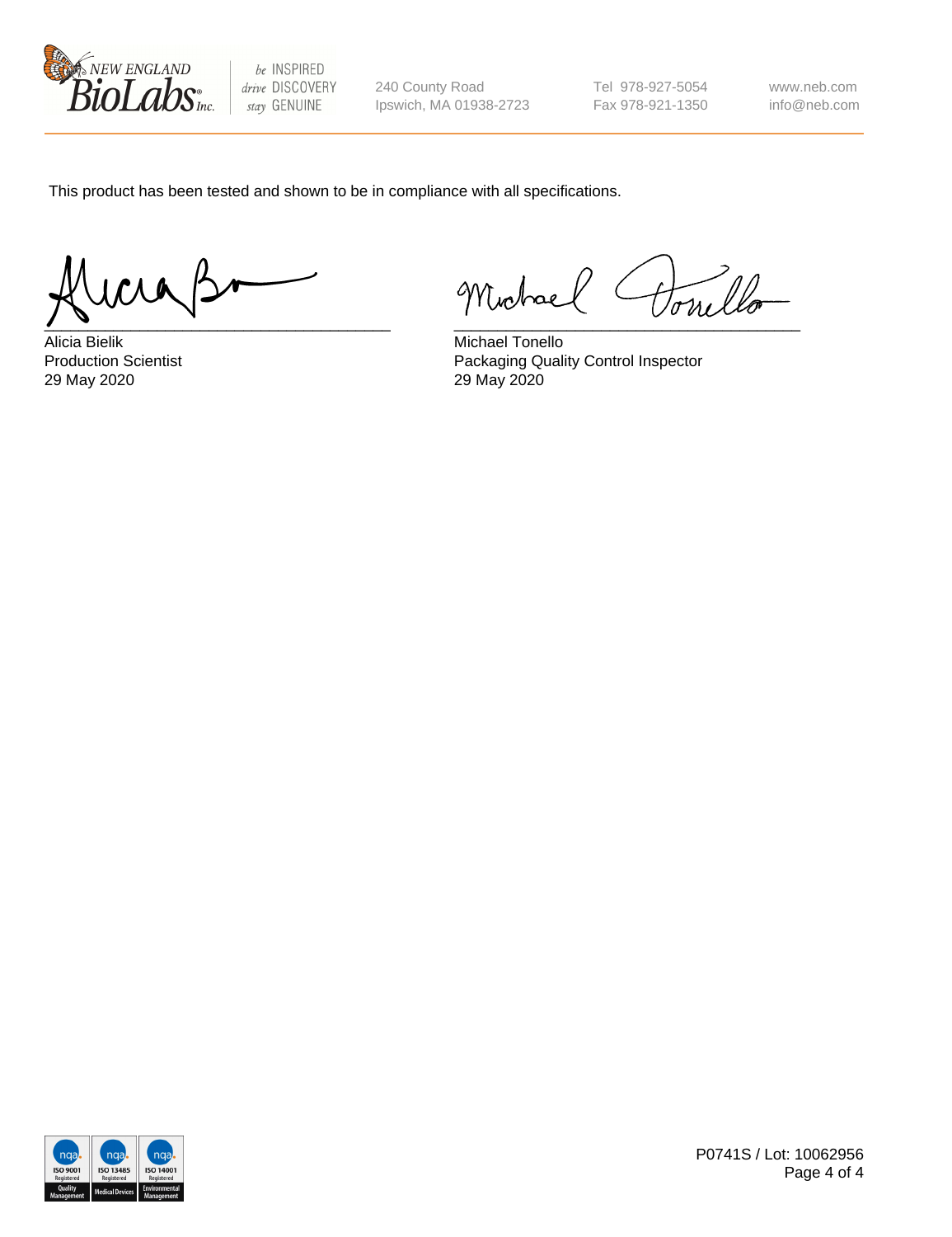This product has been tested and shown to be in compliance with all specifications.

Alicia Bielik
Production Scientist
29 May 2020

Michael Tonello
Packaging Quality Control Inspector
29 May 2020

P0741S / Lot: 10062956